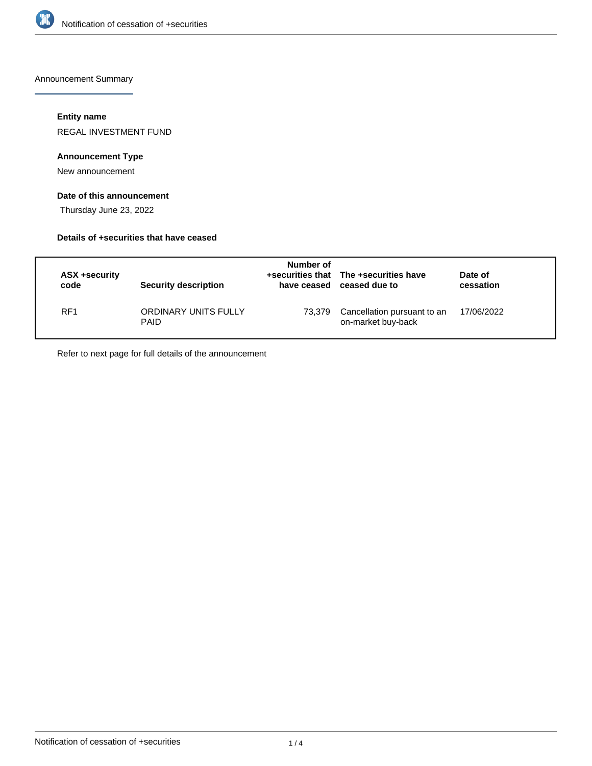Announcement Summary

**Entity name**

REGAL INVESTMENT FUND

**Announcement Type**

New announcement

**Date of this announcement**

Thursday June 23, 2022

**Details of +securities that have ceased**

| ASX +security code | Security description | Number of +securities that have ceased | The +securities have ceased due to | Date of cessation |
|---|---|---|---|---|
| RF1 | ORDINARY UNITS FULLY PAID | 73,379 | Cancellation pursuant to an on-market buy-back | 17/06/2022 |

Refer to next page for full details of the announcement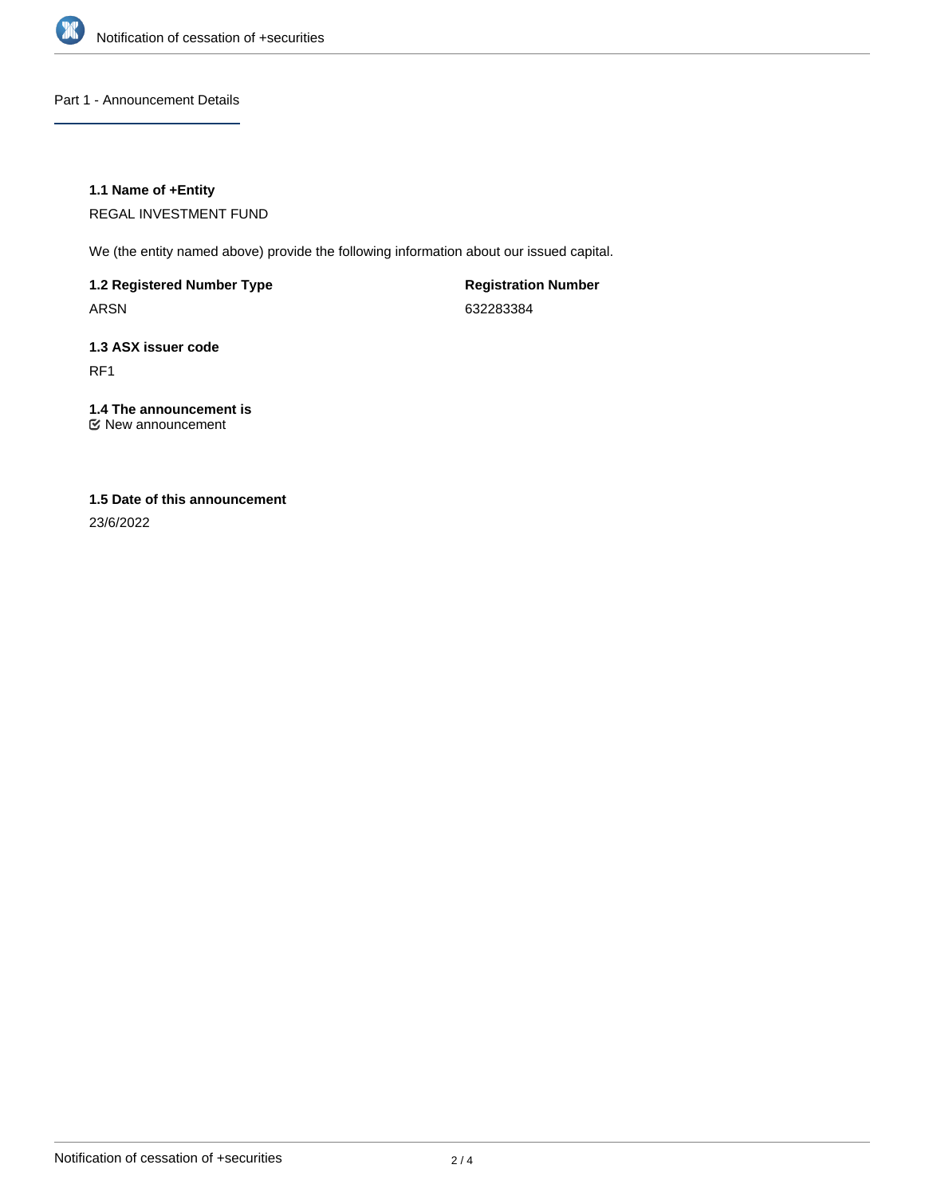## Part 1 - Announcement Details

### 1.1 Name of +Entity

REGAL INVESTMENT FUND

We (the entity named above) provide the following information about our issued capital.

**1.2 Registered Number Type**

ARSN

**Registration Number**

632283384

### 1.3 ASX issuer code

RF1

### 1.4 The announcement is

☑ New announcement

### 1.5 Date of this announcement

23/6/2022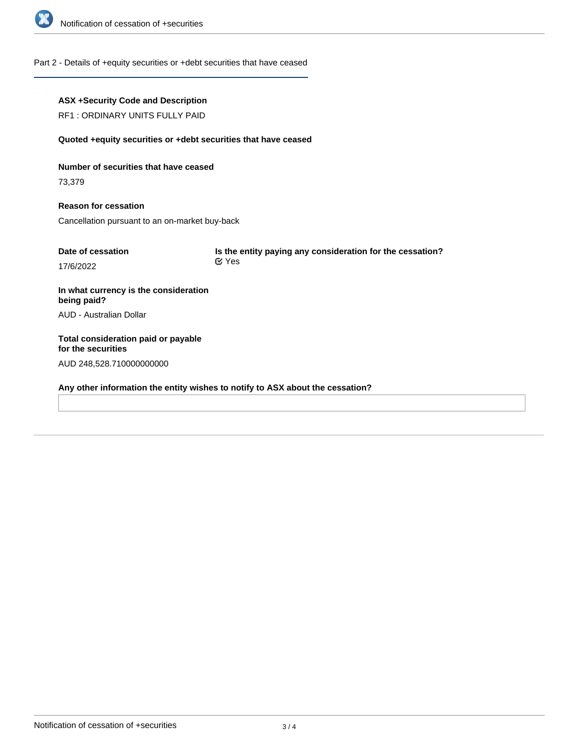## Part 2 - Details of +equity securities or +debt securities that have ceased

**ASX +Security Code and Description**

RF1 : ORDINARY UNITS FULLY PAID

**Quoted +equity securities or +debt securities that have ceased**

**Number of securities that have ceased**

73,379

**Reason for cessation**

Cancellation pursuant to an on-market buy-back

**Date of cessation**

17/6/2022

**Is the entity paying any consideration for the cessation?**

Yes

**In what currency is the consideration being paid?**

AUD - Australian Dollar

**Total consideration paid or payable for the securities**

AUD 248,528.710000000000

**Any other information the entity wishes to notify to ASX about the cessation?**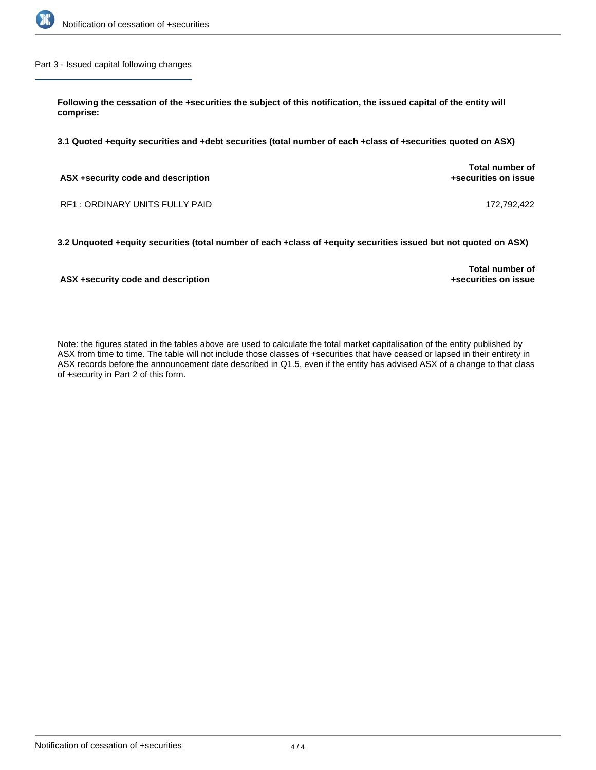## Part 3 - Issued capital following changes

**Following the cessation of the +securities the subject of this notification, the issued capital of the entity will comprise:**

**3.1 Quoted +equity securities and +debt securities (total number of each +class of +securities quoted on ASX)**

| ASX +security code and description | Total number of +securities on issue |
|---|---|
| RF1 : ORDINARY UNITS FULLY PAID | 172,792,422 |

**3.2 Unquoted +equity securities (total number of each +class of +equity securities issued but not quoted on ASX)**

| ASX +security code and description | Total number of +securities on issue |
|---|---|

Note: the figures stated in the tables above are used to calculate the total market capitalisation of the entity published by ASX from time to time. The table will not include those classes of +securities that have ceased or lapsed in their entirety in ASX records before the announcement date described in Q1.5, even if the entity has advised ASX of a change to that class of +security in Part 2 of this form.